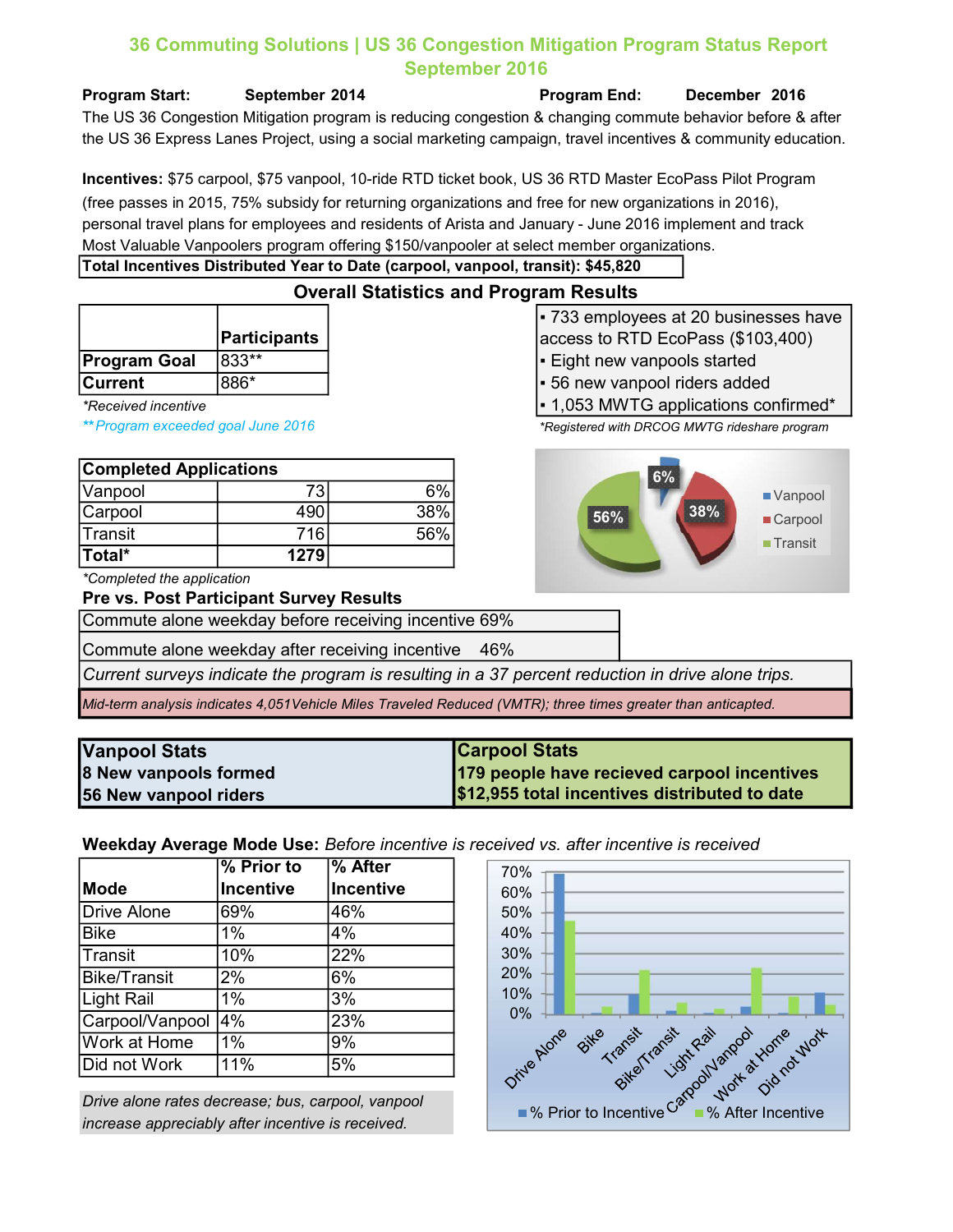# 36 Commuting Solutions | US 36 Congestion Mitigation Program Status Report
## September 2016

**Program Start:** September 2014 **Program End:** December 2016

The US 36 Congestion Mitigation program is reducing congestion & changing commute behavior before & after the US 36 Express Lanes Project, using a social marketing campaign, travel incentives & community education.

**Incentives:** $75 carpool, $75 vanpool, 10-ride RTD ticket book, US 36 RTD Master EcoPass Pilot Program (free passes in 2015, 75% subsidy for returning organizations and free for new organizations in 2016), personal travel plans for employees and residents of Arista and January - June 2016 implement and track Most Valuable Vanpoolers program offering $150/vanpooler at select member organizations.

**Total Incentives Distributed Year to Date (carpool, vanpool, transit): $45,820**

## Overall Statistics and Program Results

| | Participants |
|---|---|
| **Program Goal** | 833** |
| **Current** | 886* |

*Received incentive

**Program exceeded goal June 2016

- 733 employees at 20 businesses have access to RTD EcoPass ($103,400)
- Eight new vanpools started
- 56 new vanpool riders added
- 1,053 MWTG applications confirmed*

*Registered with DRCOG MWTG rideshare program

| Completed Applications | | |
|---|---|---|
| Vanpool | 73 | 6% |
| Carpool | 490 | 38% |
| Transit | 716 | 56% |
| **Total*** | **1279** | |

*Completed the application

Pie chart: Vanpool 6%, Carpool 38%, Transit 56%

### Pre vs. Post Participant Survey Results

Commute alone weekday before receiving incentive 69%

Commute alone weekday after receiving incentive 46%

*Current surveys indicate the program is resulting in a 37 percent reduction in drive alone trips.*

*Mid-term analysis indicates 4,051Vehicle Miles Traveled Reduced (VMTR); three times greater than anticapted.*

| **Vanpool Stats** | **Carpool Stats** |
|---|---|
| **8 New vanpools formed** | **179 people have recieved carpool incentives** |
| **56 New vanpool riders** | **$12,955 total incentives distributed to date** |

**Weekday Average Mode Use:** *Before incentive is received vs. after incentive is received*

| Mode | % Prior to Incentive | % After Incentive |
|---|---|---|
| Drive Alone | 69% | 46% |
| Bike | 1% | 4% |
| Transit | 10% | 22% |
| Bike/Transit | 2% | 6% |
| Light Rail | 1% | 3% |
| Carpool/Vanpool | 4% | 23% |
| Work at Home | 1% | 9% |
| Did not Work | 11% | 5% |

*Drive alone rates decrease; bus, carpool, vanpool increase appreciably after incentive is received.*

Bar chart: % Prior to Incentive vs. % After Incentive by mode (Drive Alone, Bike, Transit, Bike/Transit, Light Rail, Carpool/Vanpool, Work at Home, Did not Work)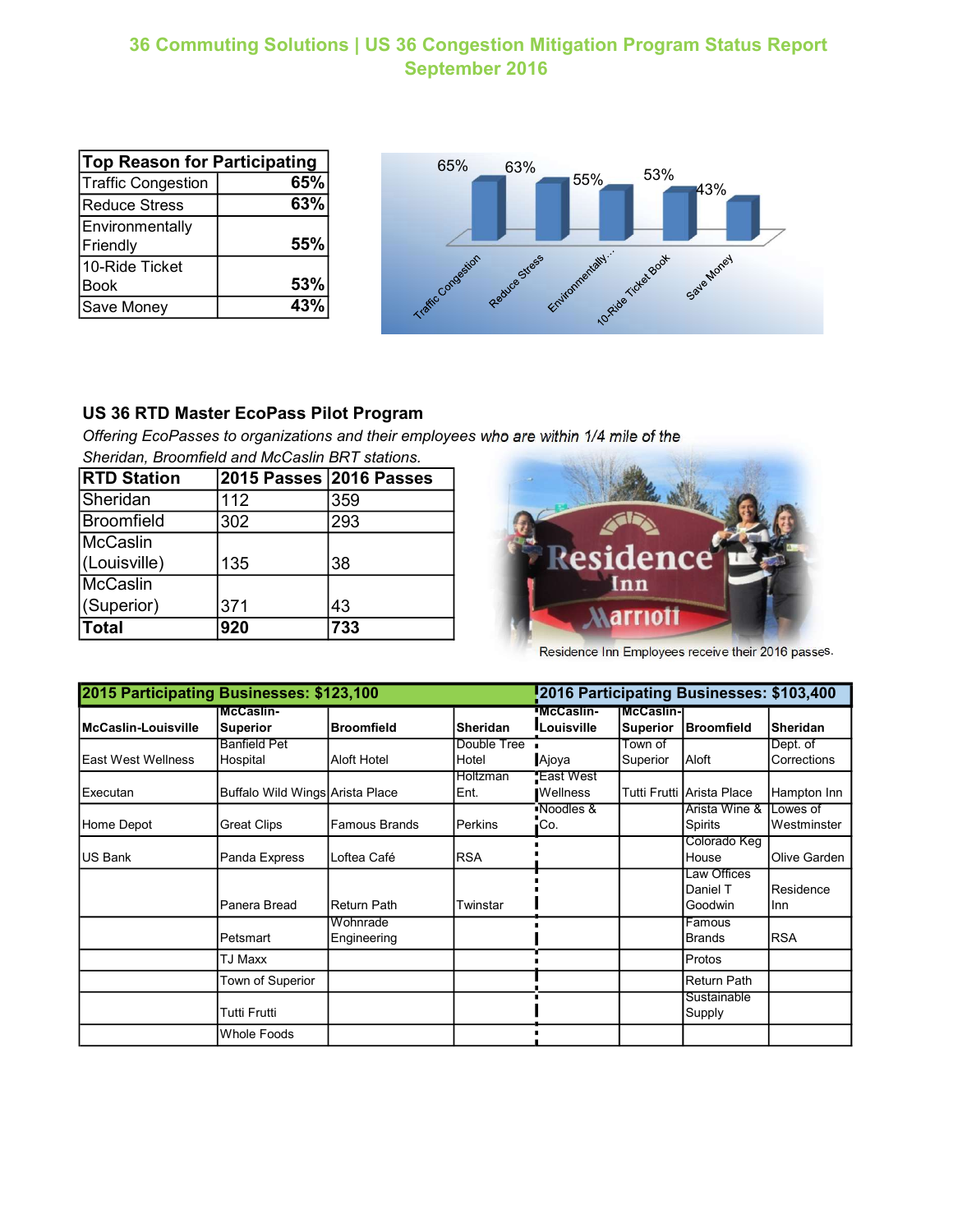# 36 Commuting Solutions | US 36 Congestion Mitigation Program Status Report
## September 2016

| Top Reason for Participating | |
|---|---|
| Traffic Congestion | 65% |
| Reduce Stress | 63% |
| Environmentally Friendly | 55% |
| 10-Ride Ticket Book | 53% |
| Save Money | 43% |

65%
63%
55%
53%
43%
Traffic Congestion
Reduce Stress
Environmentally...
10-Ride Ticket Book
Save Money

### US 36 RTD Master EcoPass Pilot Program

*Offering EcoPasses to organizations and their employees who are within 1/4 mile of the Sheridan, Broomfield and McCaslin BRT stations.*

| RTD Station | 2015 Passes | 2016 Passes |
|---|---|---|
| Sheridan | 112 | 359 |
| Broomfield | 302 | 293 |
| McCaslin (Louisville) | 135 | 38 |
| McCaslin (Superior) | 371 | 43 |
| **Total** | **920** | **733** |

Residence Inn Employees receive their 2016 passes.

| 2015 Participating Businesses: $123,100 | | | | 2016 Participating Businesses: $103,400 | | | |
|---|---|---|---|---|---|---|---|
| **McCaslin-Louisville** | **McCaslin-Superior** | **Broomfield** | **Sheridan** | **McCaslin-Louisville** | **McCaslin-Superior** | **Broomfield** | **Sheridan** |
| East West Wellness | Banfield Pet Hospital | Aloft Hotel | Double Tree Hotel | Ajoya | Town of Superior | Aloft | Dept. of Corrections |
| Executan | Buffalo Wild Wings | Arista Place | Holtzman Ent. | East West Wellness | Tutti Frutti | Arista Place | Hampton Inn |
| Home Depot | Great Clips | Famous Brands | Perkins | Noodles & Co. | | Arista Wine & Spirits | Lowes of Westminster |
| US Bank | Panda Express | Loftea Café | RSA | | | Colorado Keg House | Olive Garden |
| | Panera Bread | Return Path | Twinstar | | | Law Offices Daniel T Goodwin | Residence Inn |
| | Petsmart | Wohnrade Engineering | | | | Famous Brands | RSA |
| | TJ Maxx | | | | | Protos | |
| | Town of Superior | | | | | Return Path | |
| | Tutti Frutti | | | | | Sustainable Supply | |
| | Whole Foods | | | | | | |